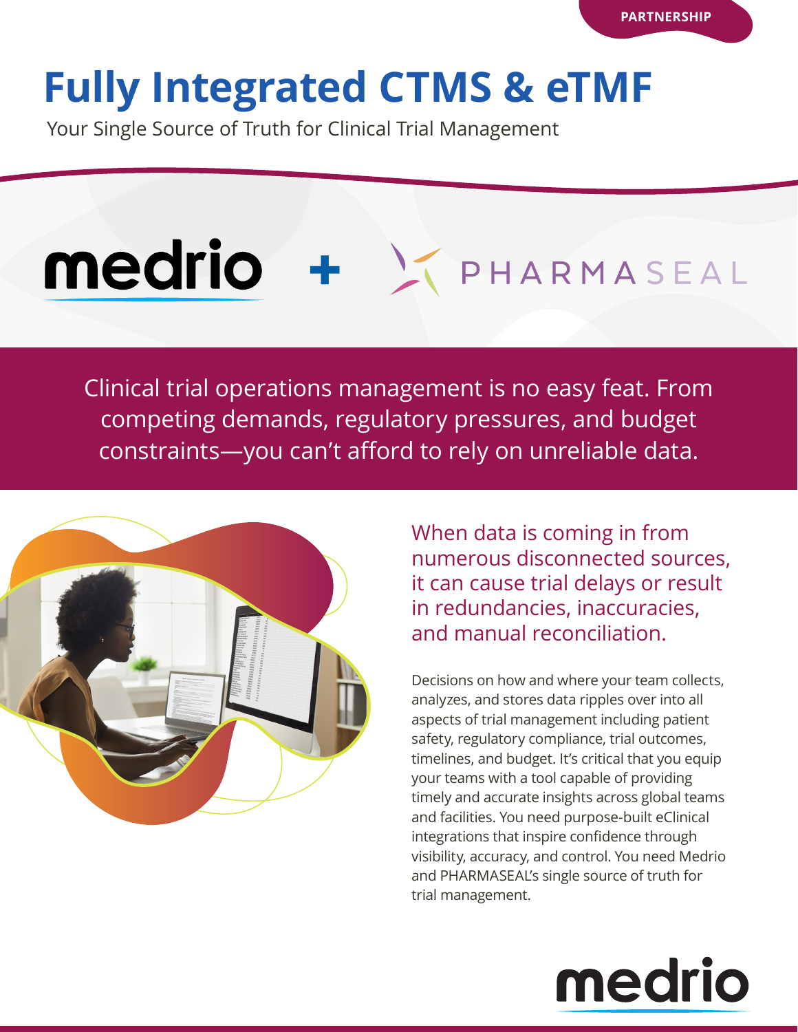PARTNERSHIP

# Fully Integrated CTMS & eTMF

Your Single Source of Truth for Clinical Trial Management

medrio + PHARMASEAL

Clinical trial operations management is no easy feat. From competing demands, regulatory pressures, and budget constraints—you can't afford to rely on unreliable data.

## When data is coming in from numerous disconnected sources, it can cause trial delays or result in redundancies, inaccuracies, and manual reconciliation.

Decisions on how and where your team collects, analyzes, and stores data ripples over into all aspects of trial management including patient safety, regulatory compliance, trial outcomes, timelines, and budget. It's critical that you equip your teams with a tool capable of providing timely and accurate insights across global teams and facilities. You need purpose-built eClinical integrations that inspire confidence through visibility, accuracy, and control. You need Medrio and PHARMASEAL's single source of truth for trial management.

medrio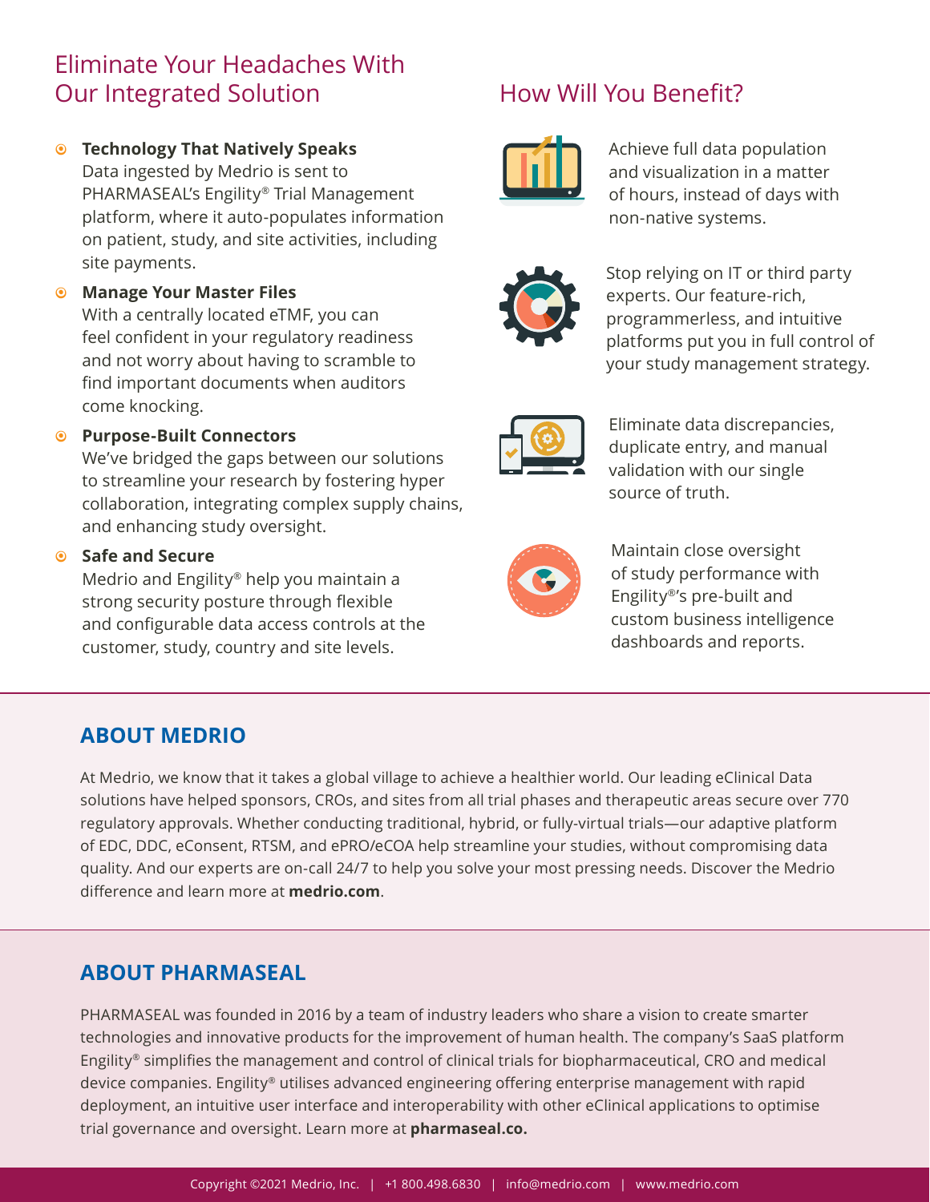## Eliminate Your Headaches With Our Integrated Solution

- **Technology That Natively Speaks**
  Data ingested by Medrio is sent to PHARMASEAL's Engility® Trial Management platform, where it auto-populates information on patient, study, and site activities, including site payments.
- **Manage Your Master Files**
  With a centrally located eTMF, you can feel confident in your regulatory readiness and not worry about having to scramble to find important documents when auditors come knocking.
- **Purpose-Built Connectors**
  We've bridged the gaps between our solutions to streamline your research by fostering hyper collaboration, integrating complex supply chains, and enhancing study oversight.
- **Safe and Secure**
  Medrio and Engility® help you maintain a strong security posture through flexible and configurable data access controls at the customer, study, country and site levels.

## How Will You Benefit?

Achieve full data population and visualization in a matter of hours, instead of days with non-native systems.

Stop relying on IT or third party experts. Our feature-rich, programmerless, and intuitive platforms put you in full control of your study management strategy.

Eliminate data discrepancies, duplicate entry, and manual validation with our single source of truth.

Maintain close oversight of study performance with Engility®'s pre-built and custom business intelligence dashboards and reports.

## ABOUT MEDRIO

At Medrio, we know that it takes a global village to achieve a healthier world. Our leading eClinical Data solutions have helped sponsors, CROs, and sites from all trial phases and therapeutic areas secure over 770 regulatory approvals. Whether conducting traditional, hybrid, or fully-virtual trials—our adaptive platform of EDC, DDC, eConsent, RTSM, and ePRO/eCOA help streamline your studies, without compromising data quality. And our experts are on-call 24/7 to help you solve your most pressing needs. Discover the Medrio difference and learn more at **medrio.com**.

## ABOUT PHARMASEAL

PHARMASEAL was founded in 2016 by a team of industry leaders who share a vision to create smarter technologies and innovative products for the improvement of human health. The company's SaaS platform Engility® simplifies the management and control of clinical trials for biopharmaceutical, CRO and medical device companies. Engility® utilises advanced engineering offering enterprise management with rapid deployment, an intuitive user interface and interoperability with other eClinical applications to optimise trial governance and oversight. Learn more at **pharmaseal.co.**

Copyright ©2021 Medrio, Inc. | +1 800.498.6830 | info@medrio.com | www.medrio.com